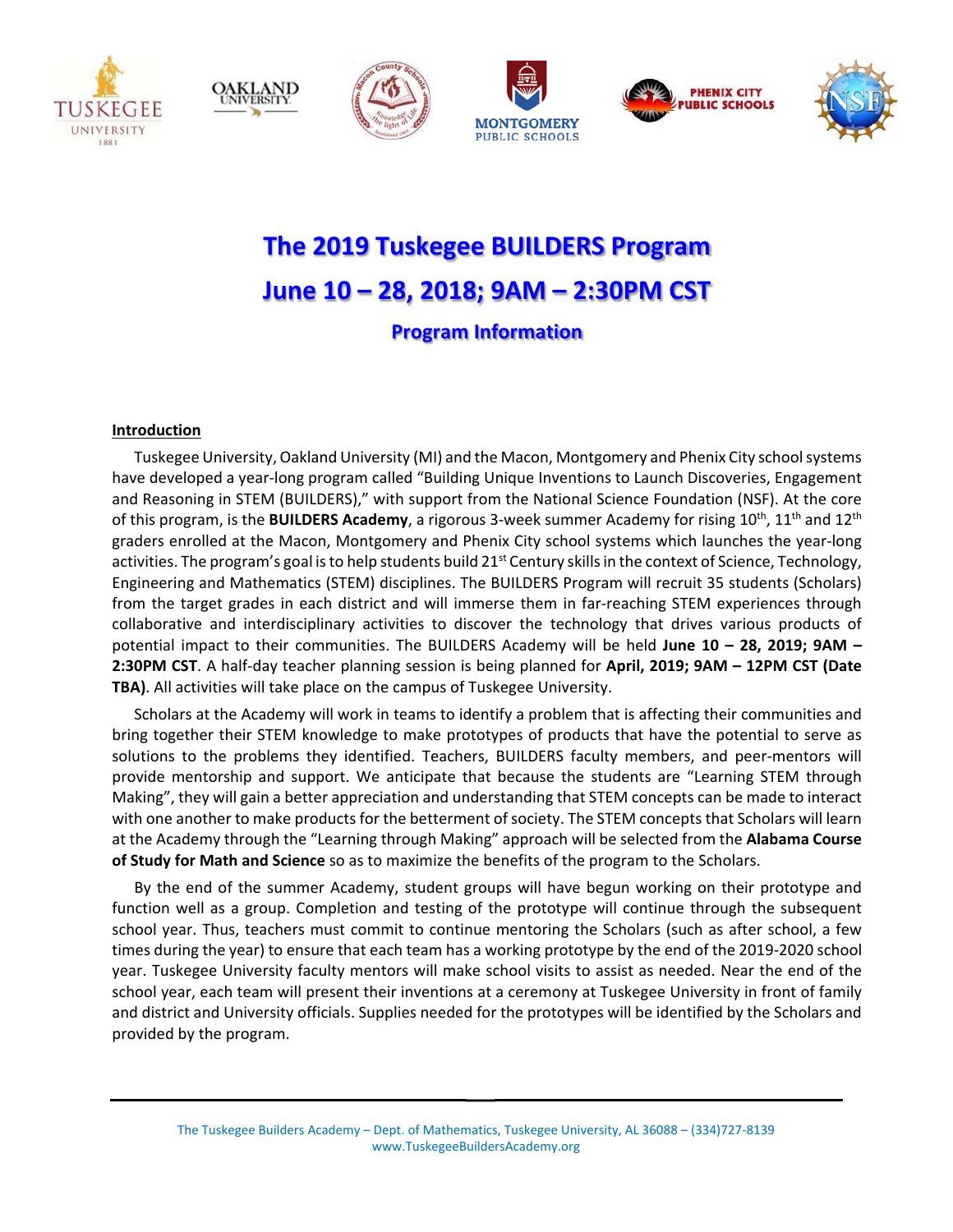# The 2019 Tuskegee BUILDERS Program

# June 10 – 28, 2018; 9AM – 2:30PM CST

## Program Information

**Introduction**

Tuskegee University, Oakland University (MI) and the Macon, Montgomery and Phenix City school systems have developed a year-long program called "Building Unique Inventions to Launch Discoveries, Engagement and Reasoning in STEM (BUILDERS)," with support from the National Science Foundation (NSF). At the core of this program, is the **BUILDERS Academy**, a rigorous 3-week summer Academy for rising 10th, 11th and 12th graders enrolled at the Macon, Montgomery and Phenix City school systems which launches the year-long activities. The program's goal is to help students build 21st Century skills in the context of Science, Technology, Engineering and Mathematics (STEM) disciplines. The BUILDERS Program will recruit 35 students (Scholars) from the target grades in each district and will immerse them in far-reaching STEM experiences through collaborative and interdisciplinary activities to discover the technology that drives various products of potential impact to their communities. The BUILDERS Academy will be held **June 10 – 28, 2019; 9AM – 2:30PM CST**. A half-day teacher planning session is being planned for **April, 2019; 9AM – 12PM CST (Date TBA)**. All activities will take place on the campus of Tuskegee University.

Scholars at the Academy will work in teams to identify a problem that is affecting their communities and bring together their STEM knowledge to make prototypes of products that have the potential to serve as solutions to the problems they identified. Teachers, BUILDERS faculty members, and peer-mentors will provide mentorship and support. We anticipate that because the students are "Learning STEM through Making", they will gain a better appreciation and understanding that STEM concepts can be made to interact with one another to make products for the betterment of society. The STEM concepts that Scholars will learn at the Academy through the "Learning through Making" approach will be selected from the **Alabama Course of Study for Math and Science** so as to maximize the benefits of the program to the Scholars.

By the end of the summer Academy, student groups will have begun working on their prototype and function well as a group. Completion and testing of the prototype will continue through the subsequent school year. Thus, teachers must commit to continue mentoring the Scholars (such as after school, a few times during the year) to ensure that each team has a working prototype by the end of the 2019-2020 school year. Tuskegee University faculty mentors will make school visits to assist as needed. Near the end of the school year, each team will present their inventions at a ceremony at Tuskegee University in front of family and district and University officials. Supplies needed for the prototypes will be identified by the Scholars and provided by the program.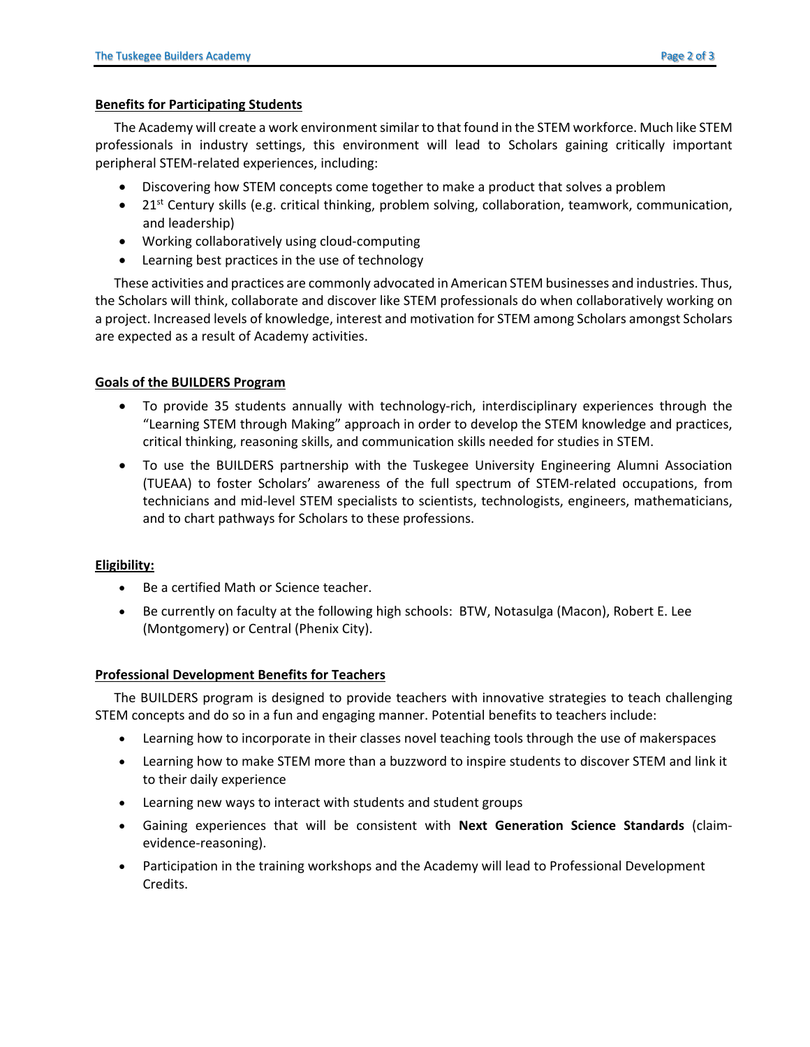## Benefits for Participating Students

The Academy will create a work environment similar to that found in the STEM workforce. Much like STEM professionals in industry settings, this environment will lead to Scholars gaining critically important peripheral STEM-related experiences, including:

- Discovering how STEM concepts come together to make a product that solves a problem
- 21st Century skills (e.g. critical thinking, problem solving, collaboration, teamwork, communication, and leadership)
- Working collaboratively using cloud-computing
- Learning best practices in the use of technology

These activities and practices are commonly advocated in American STEM businesses and industries. Thus, the Scholars will think, collaborate and discover like STEM professionals do when collaboratively working on a project. Increased levels of knowledge, interest and motivation for STEM among Scholars amongst Scholars are expected as a result of Academy activities.

## Goals of the BUILDERS Program

- To provide 35 students annually with technology-rich, interdisciplinary experiences through the "Learning STEM through Making" approach in order to develop the STEM knowledge and practices, critical thinking, reasoning skills, and communication skills needed for studies in STEM.
- To use the BUILDERS partnership with the Tuskegee University Engineering Alumni Association (TUEAA) to foster Scholars' awareness of the full spectrum of STEM-related occupations, from technicians and mid-level STEM specialists to scientists, technologists, engineers, mathematicians, and to chart pathways for Scholars to these professions.

## Eligibility:

- Be a certified Math or Science teacher.
- Be currently on faculty at the following high schools: BTW, Notasulga (Macon), Robert E. Lee (Montgomery) or Central (Phenix City).

## Professional Development Benefits for Teachers

The BUILDERS program is designed to provide teachers with innovative strategies to teach challenging STEM concepts and do so in a fun and engaging manner. Potential benefits to teachers include:

- Learning how to incorporate in their classes novel teaching tools through the use of makerspaces
- Learning how to make STEM more than a buzzword to inspire students to discover STEM and link it to their daily experience
- Learning new ways to interact with students and student groups
- Gaining experiences that will be consistent with **Next Generation Science Standards** (claim-evidence-reasoning).
- Participation in the training workshops and the Academy will lead to Professional Development Credits.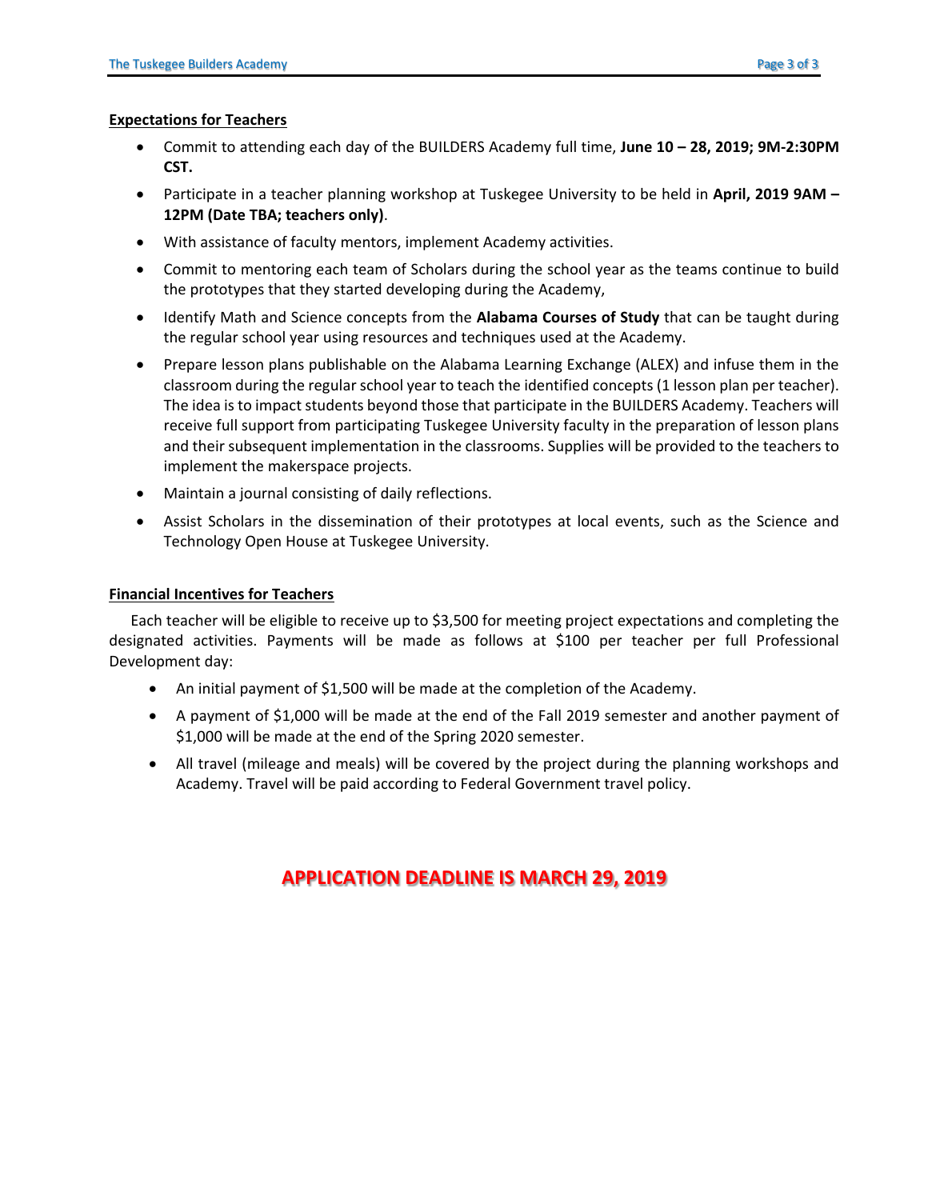**Expectations for Teachers**

- Commit to attending each day of the BUILDERS Academy full time, **June 10 – 28, 2019; 9M-2:30PM CST.**
- Participate in a teacher planning workshop at Tuskegee University to be held in **April, 2019 9AM – 12PM (Date TBA; teachers only)**.
- With assistance of faculty mentors, implement Academy activities.
- Commit to mentoring each team of Scholars during the school year as the teams continue to build the prototypes that they started developing during the Academy,
- Identify Math and Science concepts from the **Alabama Courses of Study** that can be taught during the regular school year using resources and techniques used at the Academy.
- Prepare lesson plans publishable on the Alabama Learning Exchange (ALEX) and infuse them in the classroom during the regular school year to teach the identified concepts (1 lesson plan per teacher). The idea is to impact students beyond those that participate in the BUILDERS Academy. Teachers will receive full support from participating Tuskegee University faculty in the preparation of lesson plans and their subsequent implementation in the classrooms. Supplies will be provided to the teachers to implement the makerspace projects.
- Maintain a journal consisting of daily reflections.
- Assist Scholars in the dissemination of their prototypes at local events, such as the Science and Technology Open House at Tuskegee University.

**Financial Incentives for Teachers**

Each teacher will be eligible to receive up to $3,500 for meeting project expectations and completing the designated activities. Payments will be made as follows at $100 per teacher per full Professional Development day:

- An initial payment of $1,500 will be made at the completion of the Academy.
- A payment of $1,000 will be made at the end of the Fall 2019 semester and another payment of $1,000 will be made at the end of the Spring 2020 semester.
- All travel (mileage and meals) will be covered by the project during the planning workshops and Academy. Travel will be paid according to Federal Government travel policy.

**APPLICATION DEADLINE IS MARCH 29, 2019**